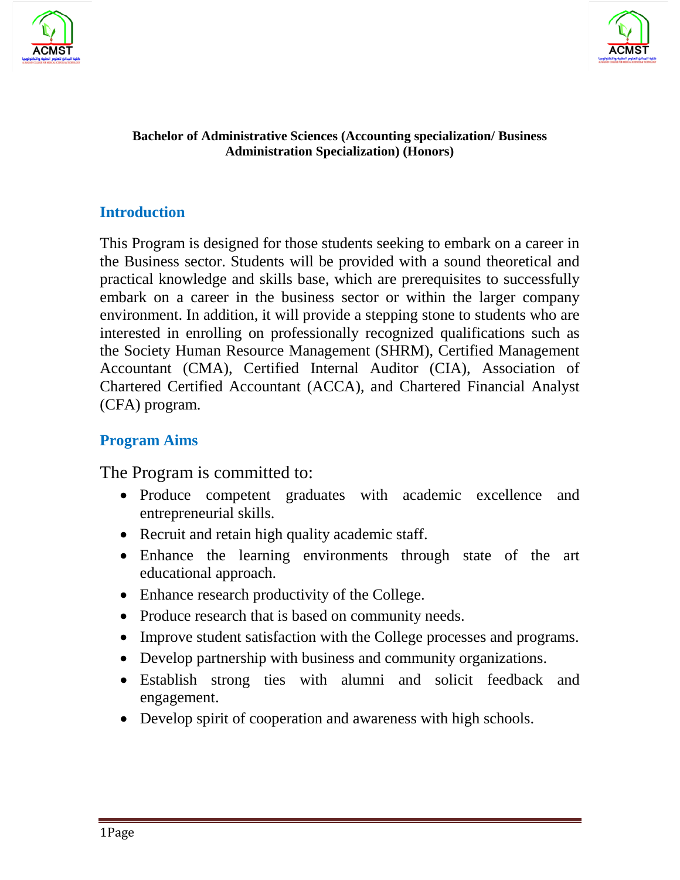**Bachelor of Administrative Sciences (Accounting specialization/ Business Administration Specialization) (Honors)**

## Introduction

This Program is designed for those students seeking to embark on a career in the Business sector. Students will be provided with a sound theoretical and practical knowledge and skills base, which are prerequisites to successfully embark on a career in the business sector or within the larger company environment. In addition, it will provide a stepping stone to students who are interested in enrolling on professionally recognized qualifications such as the Society Human Resource Management (SHRM), Certified Management Accountant (CMA), Certified Internal Auditor (CIA), Association of Chartered Certified Accountant (ACCA), and Chartered Financial Analyst (CFA) program.

## Program Aims

The Program is committed to:

- Produce competent graduates with academic excellence and entrepreneurial skills.
- Recruit and retain high quality academic staff.
- Enhance the learning environments through state of the art educational approach.
- Enhance research productivity of the College.
- Produce research that is based on community needs.
- Improve student satisfaction with the College processes and programs.
- Develop partnership with business and community organizations.
- Establish strong ties with alumni and solicit feedback and engagement.
- Develop spirit of cooperation and awareness with high schools.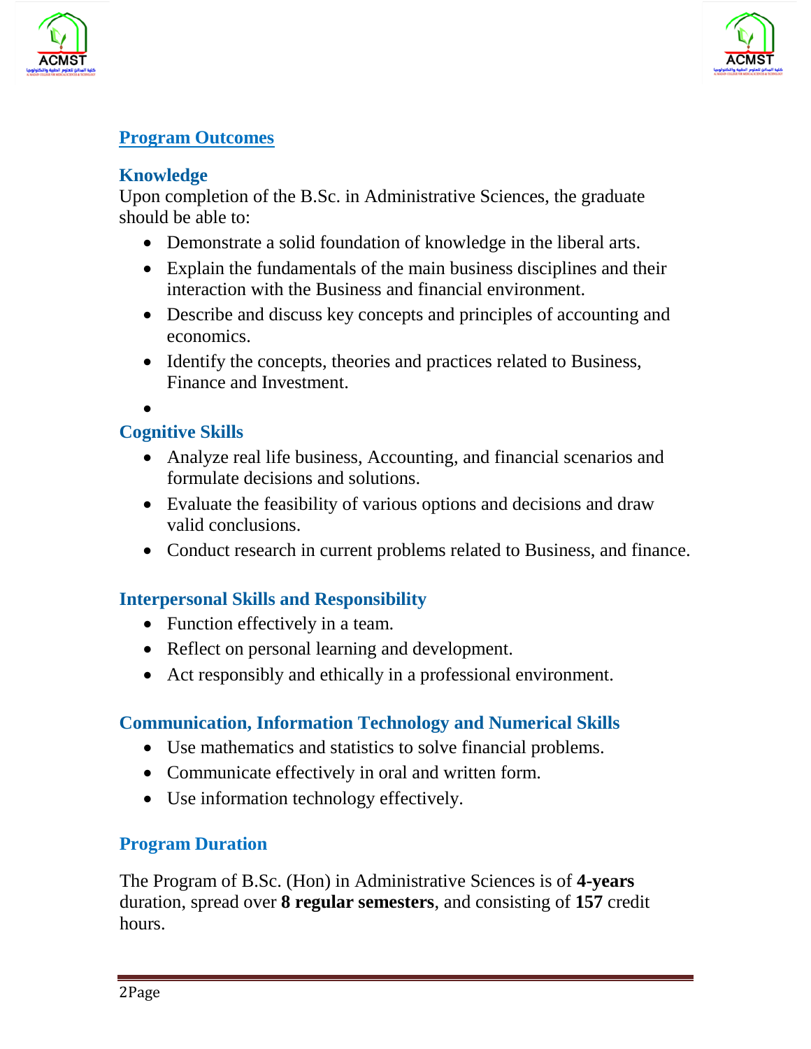## Program Outcomes

### Knowledge

Upon completion of the B.Sc. in Administrative Sciences, the graduate should be able to:

- Demonstrate a solid foundation of knowledge in the liberal arts.
- Explain the fundamentals of the main business disciplines and their interaction with the Business and financial environment.
- Describe and discuss key concepts and principles of accounting and economics.
- Identify the concepts, theories and practices related to Business, Finance and Investment.

### Cognitive Skills

- Analyze real life business, Accounting, and financial scenarios and formulate decisions and solutions.
- Evaluate the feasibility of various options and decisions and draw valid conclusions.
- Conduct research in current problems related to Business, and finance.

### Interpersonal Skills and Responsibility

- Function effectively in a team.
- Reflect on personal learning and development.
- Act responsibly and ethically in a professional environment.

### Communication, Information Technology and Numerical Skills

- Use mathematics and statistics to solve financial problems.
- Communicate effectively in oral and written form.
- Use information technology effectively.

### Program Duration

The Program of B.Sc. (Hon) in Administrative Sciences is of **4-years** duration, spread over **8 regular semesters**, and consisting of **157** credit hours.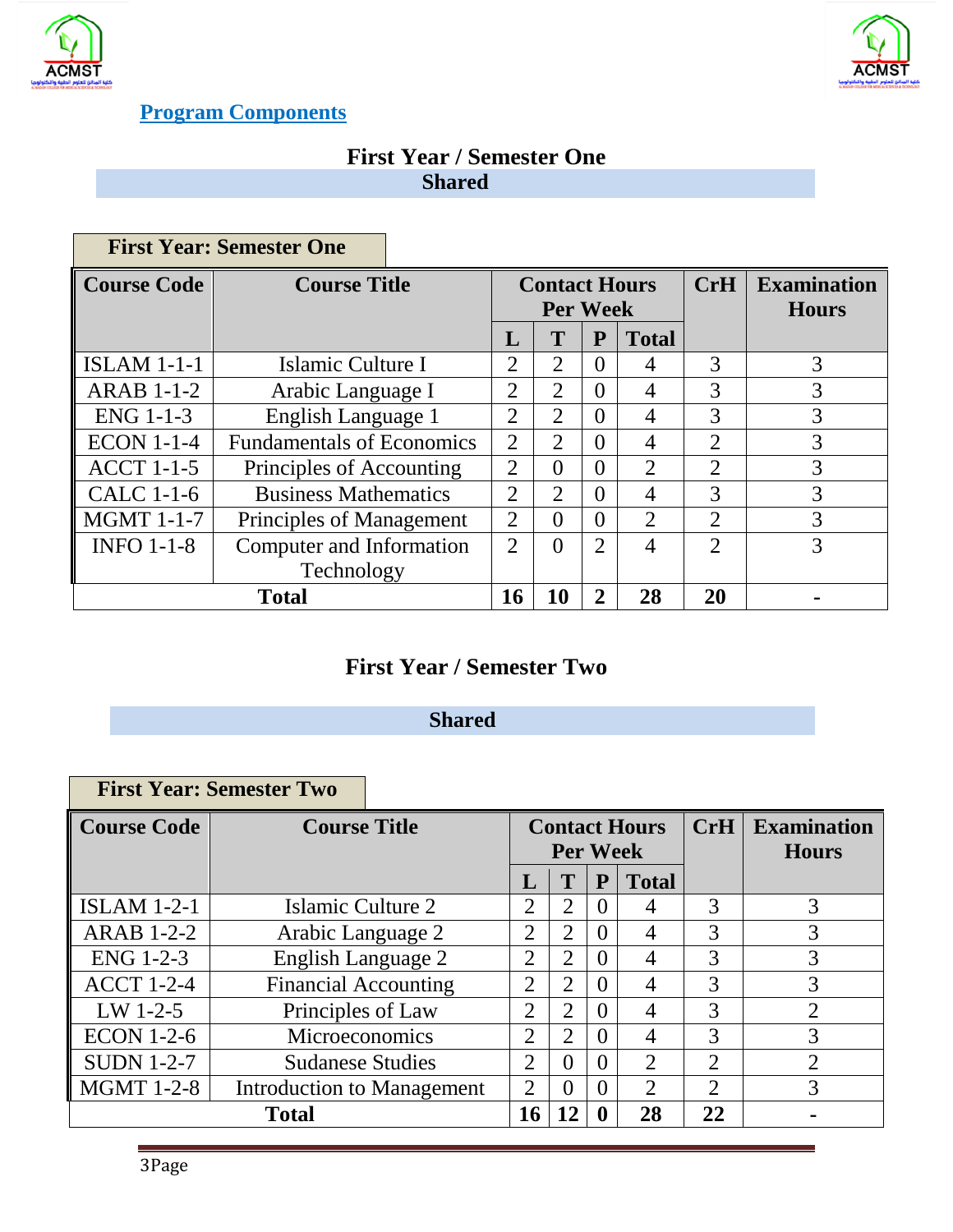## Program Components

### First Year / Semester One

**Shared**

**First Year: Semester One**

| Course Code | Course Title | Contact Hours Per Week | | | | CrH | Examination Hours |
|---|---|---|---|---|---|---|---|
| | | L | T | P | Total | | |
| ISLAM 1-1-1 | Islamic Culture I | 2 | 2 | 0 | 4 | 3 | 3 |
| ARAB 1-1-2 | Arabic Language I | 2 | 2 | 0 | 4 | 3 | 3 |
| ENG 1-1-3 | English Language 1 | 2 | 2 | 0 | 4 | 3 | 3 |
| ECON 1-1-4 | Fundamentals of Economics | 2 | 2 | 0 | 4 | 2 | 3 |
| ACCT 1-1-5 | Principles of Accounting | 2 | 0 | 0 | 2 | 2 | 3 |
| CALC 1-1-6 | Business Mathematics | 2 | 2 | 0 | 4 | 3 | 3 |
| MGMT 1-1-7 | Principles of Management | 2 | 0 | 0 | 2 | 2 | 3 |
| INFO 1-1-8 | Computer and Information Technology | 2 | 0 | 2 | 4 | 2 | 3 |
| **Total** | | **16** | **10** | **2** | **28** | **20** | **-** |

### First Year / Semester Two

**Shared**

**First Year: Semester Two**

| Course Code | Course Title | Contact Hours Per Week | | | | CrH | Examination Hours |
|---|---|---|---|---|---|---|---|
| | | L | T | P | Total | | |
| ISLAM 1-2-1 | Islamic Culture 2 | 2 | 2 | 0 | 4 | 3 | 3 |
| ARAB 1-2-2 | Arabic Language 2 | 2 | 2 | 0 | 4 | 3 | 3 |
| ENG 1-2-3 | English Language 2 | 2 | 2 | 0 | 4 | 3 | 3 |
| ACCT 1-2-4 | Financial Accounting | 2 | 2 | 0 | 4 | 3 | 3 |
| LW 1-2-5 | Principles of Law | 2 | 2 | 0 | 4 | 3 | 2 |
| ECON 1-2-6 | Microeconomics | 2 | 2 | 0 | 4 | 3 | 3 |
| SUDN 1-2-7 | Sudanese Studies | 2 | 0 | 0 | 2 | 2 | 2 |
| MGMT 1-2-8 | Introduction to Management | 2 | 0 | 0 | 2 | 2 | 3 |
| **Total** | | **16** | **12** | **0** | **28** | **22** | **-** |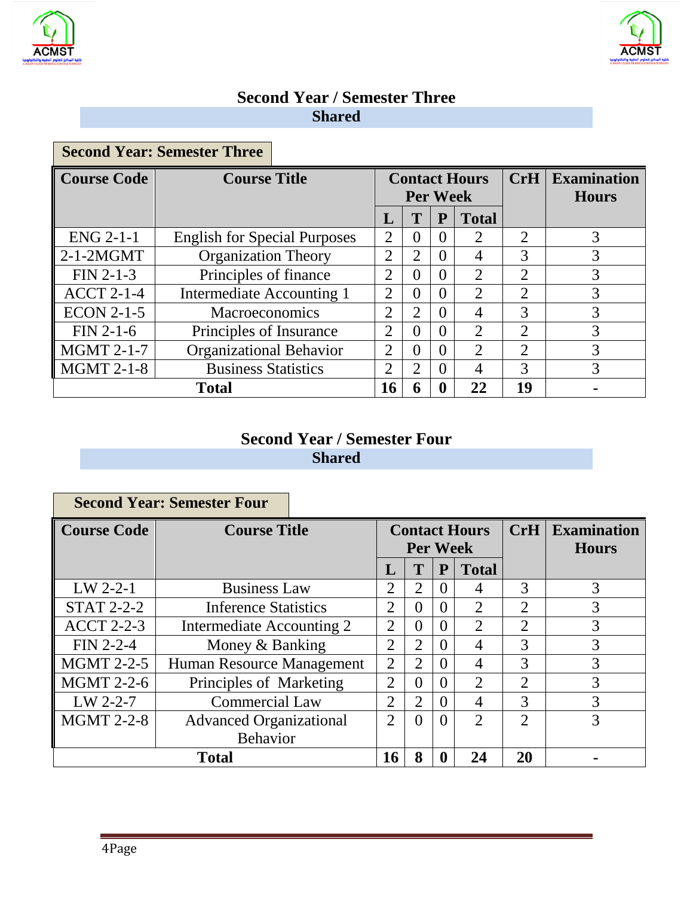## Second Year / Semester Three

**Shared**

**Second Year: Semester Three**

| Course Code | Course Title | Contact Hours Per Week | | | | CrH | Examination Hours |
|---|---|---|---|---|---|---|---|
| | | L | T | P | Total | | |
| ENG 2-1-1 | English for Special Purposes | 2 | 0 | 0 | 2 | 2 | 3 |
| 2-1-2MGMT | Organization Theory | 2 | 2 | 0 | 4 | 3 | 3 |
| FIN 2-1-3 | Principles of finance | 2 | 0 | 0 | 2 | 2 | 3 |
| ACCT 2-1-4 | Intermediate Accounting 1 | 2 | 0 | 0 | 2 | 2 | 3 |
| ECON 2-1-5 | Macroeconomics | 2 | 2 | 0 | 4 | 3 | 3 |
| FIN 2-1-6 | Principles of Insurance | 2 | 0 | 0 | 2 | 2 | 3 |
| MGMT 2-1-7 | Organizational Behavior | 2 | 0 | 0 | 2 | 2 | 3 |
| MGMT 2-1-8 | Business Statistics | 2 | 2 | 0 | 4 | 3 | 3 |
| **Total** | | **16** | **6** | **0** | **22** | **19** | **-** |

## Second Year / Semester Four

**Shared**

**Second Year: Semester Four**

| Course Code | Course Title | Contact Hours Per Week | | | | CrH | Examination Hours |
|---|---|---|---|---|---|---|---|
| | | L | T | P | Total | | |
| LW 2-2-1 | Business Law | 2 | 2 | 0 | 4 | 3 | 3 |
| STAT 2-2-2 | Inference Statistics | 2 | 0 | 0 | 2 | 2 | 3 |
| ACCT 2-2-3 | Intermediate Accounting 2 | 2 | 0 | 0 | 2 | 2 | 3 |
| FIN 2-2-4 | Money & Banking | 2 | 2 | 0 | 4 | 3 | 3 |
| MGMT 2-2-5 | Human Resource Management | 2 | 2 | 0 | 4 | 3 | 3 |
| MGMT 2-2-6 | Principles of Marketing | 2 | 0 | 0 | 2 | 2 | 3 |
| LW 2-2-7 | Commercial Law | 2 | 2 | 0 | 4 | 3 | 3 |
| MGMT 2-2-8 | Advanced Organizational Behavior | 2 | 0 | 0 | 2 | 2 | 3 |
| **Total** | | **16** | **8** | **0** | **24** | **20** | **-** |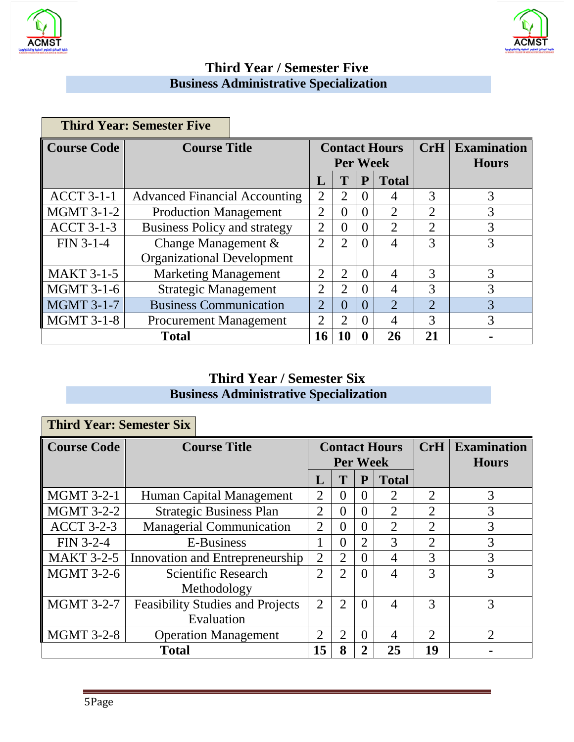## Third Year / Semester Five

### Business Administrative Specialization

**Third Year: Semester Five**

| Course Code | Course Title | Contact Hours Per Week | | | | CrH | Examination Hours |
|---|---|---|---|---|---|---|---|
| | | L | T | P | Total | | |
| ACCT 3-1-1 | Advanced Financial Accounting | 2 | 2 | 0 | 4 | 3 | 3 |
| MGMT 3-1-2 | Production Management | 2 | 0 | 0 | 2 | 2 | 3 |
| ACCT 3-1-3 | Business Policy and strategy | 2 | 0 | 0 | 2 | 2 | 3 |
| FIN 3-1-4 | Change Management & Organizational Development | 2 | 2 | 0 | 4 | 3 | 3 |
| MAKT 3-1-5 | Marketing Management | 2 | 2 | 0 | 4 | 3 | 3 |
| MGMT 3-1-6 | Strategic Management | 2 | 2 | 0 | 4 | 3 | 3 |
| MGMT 3-1-7 | Business Communication | 2 | 0 | 0 | 2 | 2 | 3 |
| MGMT 3-1-8 | Procurement Management | 2 | 2 | 0 | 4 | 3 | 3 |
| **Total** | | **16** | **10** | **0** | **26** | **21** | **-** |

## Third Year / Semester Six

### Business Administrative Specialization

**Third Year: Semester Six**

| Course Code | Course Title | Contact Hours Per Week | | | | CrH | Examination Hours |
|---|---|---|---|---|---|---|---|
| | | L | T | P | Total | | |
| MGMT 3-2-1 | Human Capital Management | 2 | 0 | 0 | 2 | 2 | 3 |
| MGMT 3-2-2 | Strategic Business Plan | 2 | 0 | 0 | 2 | 2 | 3 |
| ACCT 3-2-3 | Managerial Communication | 2 | 0 | 0 | 2 | 2 | 3 |
| FIN 3-2-4 | E-Business | 1 | 0 | 2 | 3 | 2 | 3 |
| MAKT 3-2-5 | Innovation and Entrepreneurship | 2 | 2 | 0 | 4 | 3 | 3 |
| MGMT 3-2-6 | Scientific Research Methodology | 2 | 2 | 0 | 4 | 3 | 3 |
| MGMT 3-2-7 | Feasibility Studies and Projects Evaluation | 2 | 2 | 0 | 4 | 3 | 3 |
| MGMT 3-2-8 | Operation Management | 2 | 2 | 0 | 4 | 2 | 2 |
| **Total** | | **15** | **8** | **2** | **25** | **19** | **-** |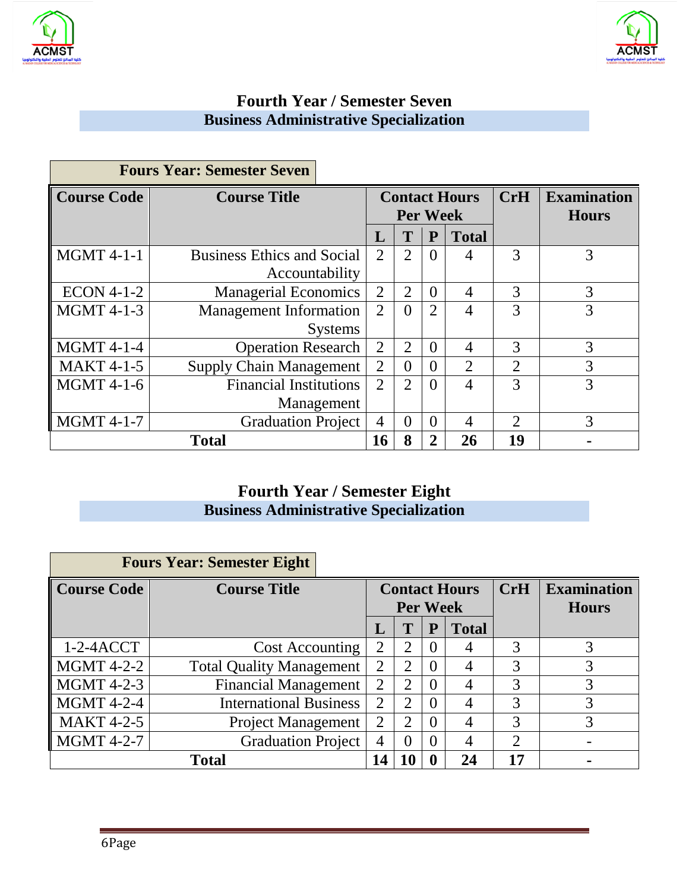## Fourth Year / Semester Seven

### Business Administrative Specialization

**Fours Year: Semester Seven**

| Course Code | Course Title | Contact Hours Per Week | | | | CrH | Examination Hours |
|---|---|---|---|---|---|---|---|
| | | L | T | P | Total | | |
| MGMT 4-1-1 | Business Ethics and Social Accountability | 2 | 2 | 0 | 4 | 3 | 3 |
| ECON 4-1-2 | Managerial Economics | 2 | 2 | 0 | 4 | 3 | 3 |
| MGMT 4-1-3 | Management Information Systems | 2 | 0 | 2 | 4 | 3 | 3 |
| MGMT 4-1-4 | Operation Research | 2 | 2 | 0 | 4 | 3 | 3 |
| MAKT 4-1-5 | Supply Chain Management | 2 | 0 | 0 | 2 | 2 | 3 |
| MGMT 4-1-6 | Financial Institutions Management | 2 | 2 | 0 | 4 | 3 | 3 |
| MGMT 4-1-7 | Graduation Project | 4 | 0 | 0 | 4 | 2 | 3 |
| **Total** | | **16** | **8** | **2** | **26** | **19** | **-** |

## Fourth Year / Semester Eight

### Business Administrative Specialization

**Fours Year: Semester Eight**

| Course Code | Course Title | Contact Hours Per Week | | | | CrH | Examination Hours |
|---|---|---|---|---|---|---|---|
| | | L | T | P | Total | | |
| 1-2-4ACCT | Cost Accounting | 2 | 2 | 0 | 4 | 3 | 3 |
| MGMT 4-2-2 | Total Quality Management | 2 | 2 | 0 | 4 | 3 | 3 |
| MGMT 4-2-3 | Financial Management | 2 | 2 | 0 | 4 | 3 | 3 |
| MGMT 4-2-4 | International Business | 2 | 2 | 0 | 4 | 3 | 3 |
| MAKT 4-2-5 | Project Management | 2 | 2 | 0 | 4 | 3 | 3 |
| MGMT 4-2-7 | Graduation Project | 4 | 0 | 0 | 4 | 2 | - |
| **Total** | | **14** | **10** | **0** | **24** | **17** | **-** |